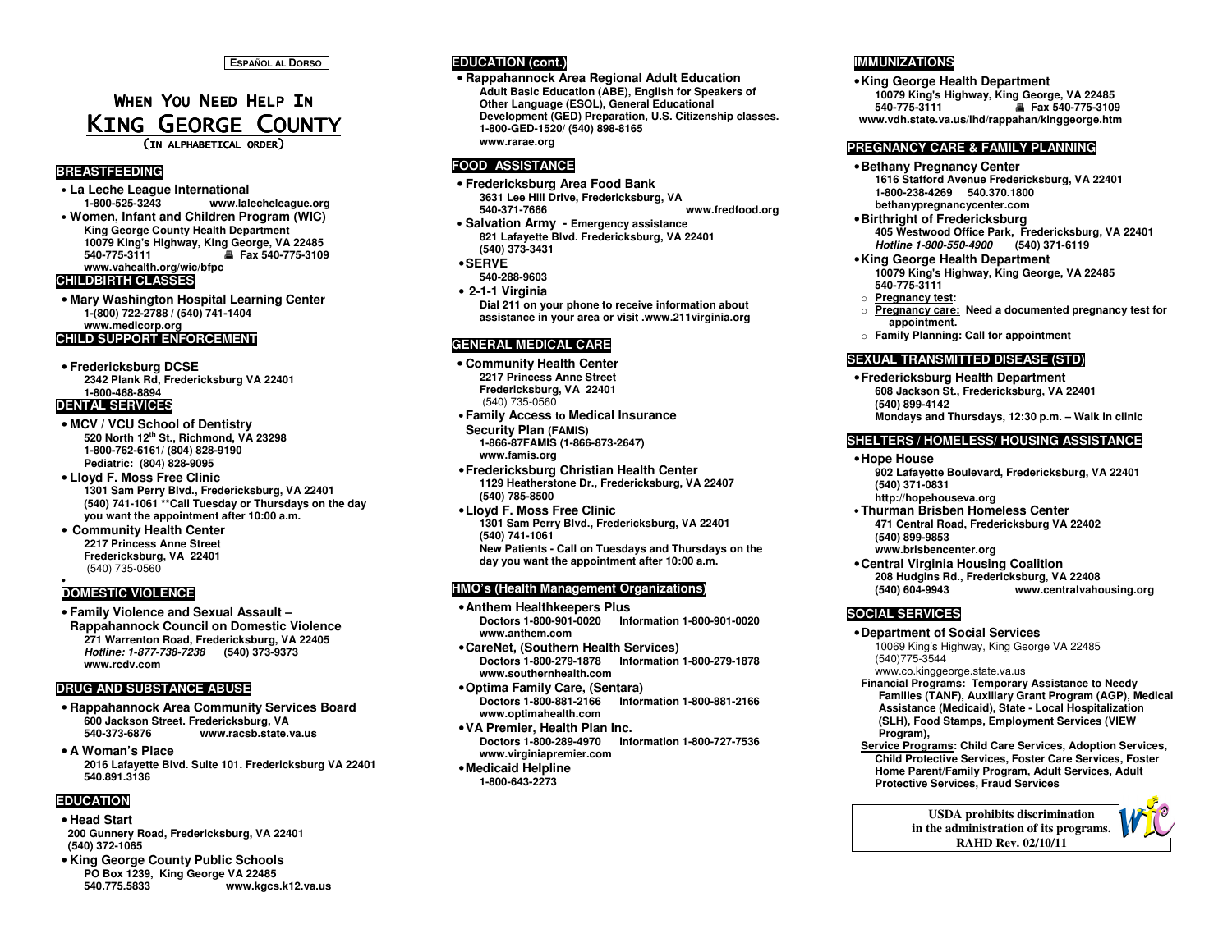ESPAÑOL AL DORSO

# WHEN YOU NEED HELP IN KING GEORGE COUNTY

(IN ALPHABETICAL ORDER)

## BREASTFEEDING

- **La Leche League International**
  **1-800-525-3243 www.lalecheleague.org**
- **Women, Infant and Children Program (WIC)**
  **King George County Health Department**
  **10079 King's Highway, King George, VA 22485**
  **540-775-3111 Fax 540-775-3109**
  **www.vahealth.org/wic/bfpc**

## CHILDBIRTH CLASSES

- **Mary Washington Hospital Learning Center**
  **1-(800) 722-2788 / (540) 741-1404**
  **www.medicorp.org**

## CHILD SUPPORT ENFORCEMENT

- **Fredericksburg DCSE**
  **2342 Plank Rd, Fredericksburg VA 22401**
  **1-800-468-8894**

## DENTAL SERVICES

- **MCV / VCU School of Dentistry**
  **520 North 12th St., Richmond, VA 23298**
  **1-800-762-6161/ (804) 828-9190**
  **Pediatric: (804) 828-9095**
- **Lloyd F. Moss Free Clinic**
  **1301 Sam Perry Blvd., Fredericksburg, VA 22401**
  **(540) 741-1061 **Call Tuesday or Thursdays on the day you want the appointment after 10:00 a.m.**
- **Community Health Center**
  **2217 Princess Anne Street**
  **Fredericksburg, VA 22401**
  (540) 735-0560

## DOMESTIC VIOLENCE

- **Family Violence and Sexual Assault – Rappahannock Council on Domestic Violence**
  **271 Warrenton Road, Fredericksburg, VA 22405**
  ***Hotline: 1-877-738-7238*** **(540) 373-9373**
  **www.rcdv.com**

## DRUG AND SUBSTANCE ABUSE

- **Rappahannock Area Community Services Board**
  **600 Jackson Street. Fredericksburg, VA**
  **540-373-6876 www.racsb.state.va.us**
- **A Woman's Place**
  **2016 Lafayette Blvd. Suite 101. Fredericksburg VA 22401**
  **540.891.3136**

## EDUCATION

- **Head Start**
  **200 Gunnery Road, Fredericksburg, VA 22401**
  **(540) 372-1065**
- **King George County Public Schools**
  **PO Box 1239, King George VA 22485**
  **540.775.5833 www.kgcs.k12.va.us**

## EDUCATION (cont.)

- **Rappahannock Area Regional Adult Education**
  **Adult Basic Education (ABE), English for Speakers of Other Language (ESOL), General Educational Development (GED) Preparation, U.S. Citizenship classes.**
  **1-800-GED-1520/ (540) 898-8165**
  **www.rarae.org**

## FOOD ASSISTANCE

- **Fredericksburg Area Food Bank**
  **3631 Lee Hill Drive, Fredericksburg, VA**
  **540-371-7666 www.fredfood.org**
- **Salvation Army - Emergency assistance**
  **821 Lafayette Blvd. Fredericksburg, VA 22401**
  **(540) 373-3431**
- **SERVE**
  **540-288-9603**
- **2-1-1 Virginia**
  **Dial 211 on your phone to receive information about assistance in your area or visit .www.211virginia.org**

## GENERAL MEDICAL CARE

- **Community Health Center**
  **2217 Princess Anne Street**
  **Fredericksburg, VA 22401**
  (540) 735-0560
- **Family Access to Medical Insurance Security Plan (FAMIS)**
  **1-866-87FAMIS (1-866-873-2647)**
  **www.famis.org**
- **Fredericksburg Christian Health Center**
  **1129 Heatherstone Dr., Fredericksburg, VA 22407**
  **(540) 785-8500**
- **Lloyd F. Moss Free Clinic**
  **1301 Sam Perry Blvd., Fredericksburg, VA 22401**
  **(540) 741-1061**
  **New Patients - Call on Tuesdays and Thursdays on the day you want the appointment after 10:00 a.m.**

## HMO's (Health Management Organizations)

- **Anthem Healthkeepers Plus**
  **Doctors 1-800-901-0020 Information 1-800-901-0020**
  **www.anthem.com**
- **CareNet, (Southern Health Services)**
  **Doctors 1-800-279-1878 Information 1-800-279-1878**
  **www.southernhealth.com**
- **Optima Family Care, (Sentara)**
  **Doctors 1-800-881-2166 Information 1-800-881-2166**
  **www.optimahealth.com**
- **VA Premier, Health Plan Inc.**
  **Doctors 1-800-289-4970 Information 1-800-727-7536**
  **www.virginiapremier.com**
- **Medicaid Helpline**
  **1-800-643-2273**

## IMMUNIZATIONS

- **King George Health Department**
  **10079 King's Highway, King George, VA 22485**
  **540-775-3111 Fax 540-775-3109**
  **www.vdh.state.va.us/lhd/rappahan/kinggeorge.htm**

## PREGNANCY CARE & FAMILY PLANNING

- **Bethany Pregnancy Center**
  **1616 Stafford Avenue Fredericksburg, VA 22401**
  **1-800-238-4269 540.370.1800**
  **bethanypregnancycenter.com**
- **Birthright of Fredericksburg**
  **405 Westwood Office Park, Fredericksburg, VA 22401**
  ***Hotline 1-800-550-4900*** **(540) 371-6119**
- **King George Health Department**
  **10079 King's Highway, King George, VA 22485**
  **540-775-3111**
  - **Pregnancy test:**
  - **Pregnancy care: Need a documented pregnancy test for appointment.**
  - **Family Planning: Call for appointment**

## SEXUAL TRANSMITTED DISEASE (STD)

- **Fredericksburg Health Department**
  **608 Jackson St., Fredericksburg, VA 22401**
  **(540) 899-4142**
  **Mondays and Thursdays, 12:30 p.m. – Walk in clinic**

## SHELTERS / HOMELESS/ HOUSING ASSISTANCE

- **Hope House**
  **902 Lafayette Boulevard, Fredericksburg, VA 22401**
  **(540) 371-0831**
  **http://hopehouseva.org**
- **Thurman Brisben Homeless Center**
  **471 Central Road, Fredericksburg VA 22402**
  **(540) 899-9853**
  **www.brisbencenter.org**
- **Central Virginia Housing Coalition**
  **208 Hudgins Rd., Fredericksburg, VA 22408**
  **(540) 604-9943 www.centralvahousing.org**

## SOCIAL SERVICES

- **Department of Social Services**
  10069 King's Highway, King George VA 22485
  (540)775-3544
  www.co.kinggeorge.state.va.us

**Financial Programs: Temporary Assistance to Needy Families (TANF), Auxiliary Grant Program (AGP), Medical Assistance (Medicaid), State - Local Hospitalization (SLH), Food Stamps, Employment Services (VIEW Program),**

**Service Programs: Child Care Services, Adoption Services, Child Protective Services, Foster Care Services, Foster Home Parent/Family Program, Adult Services, Adult Protective Services, Fraud Services**

**USDA prohibits discrimination in the administration of its programs.**
**RAHD Rev. 02/10/11**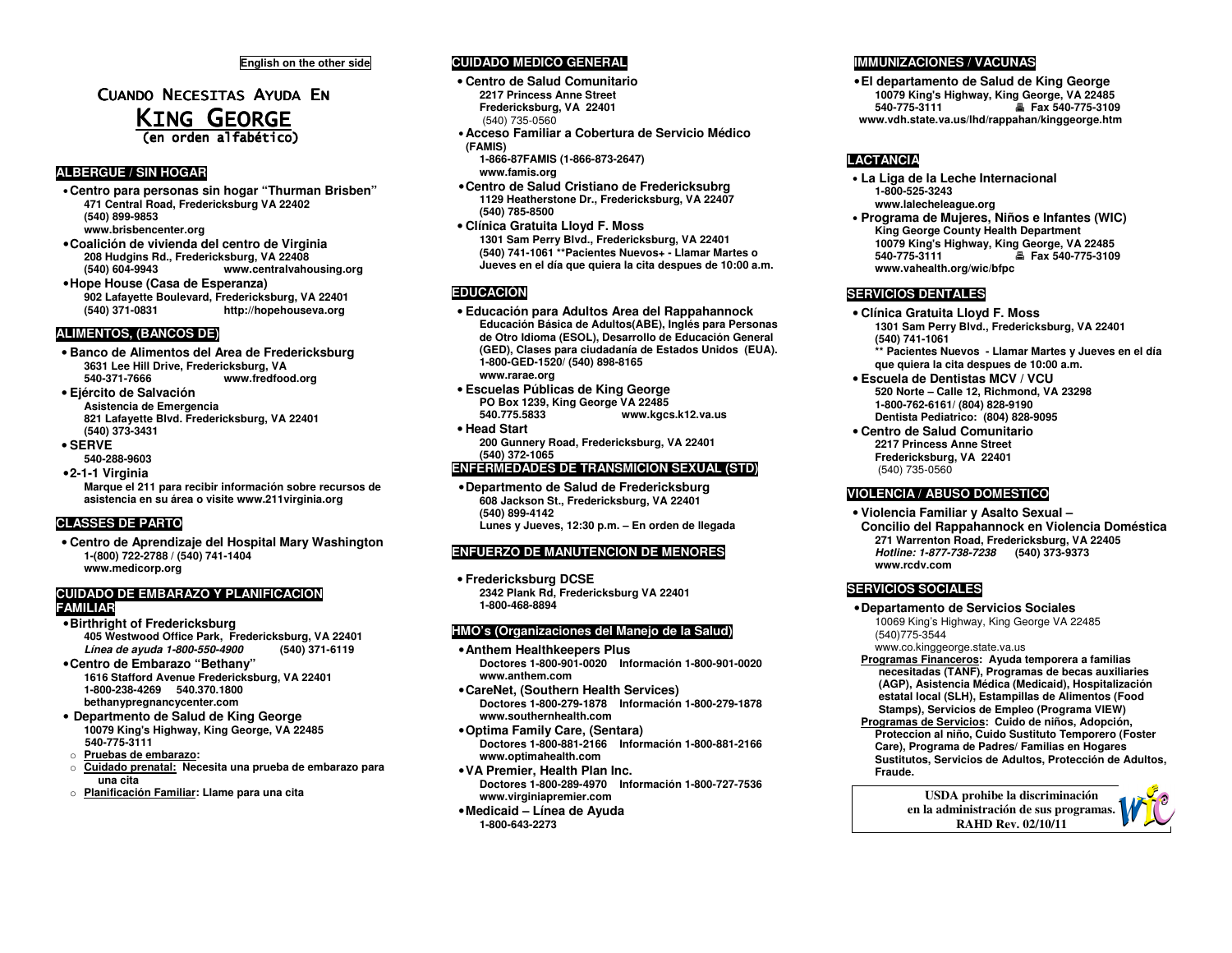**English on the other side**

# Cuando Necesitas Ayuda En King George
(en orden alfabético)

## ALBERGUE / SIN HOGAR

- **Centro para personas sin hogar "Thurman Brisben"**
  471 Central Road, Fredericksburg VA 22402
  (540) 899-9853
  www.brisbencenter.org
- **Coalición de vivienda del centro de Virginia**
  208 Hudgins Rd., Fredericksburg, VA 22408
  (540) 604-9943 www.centralvahousing.org
- **Hope House (Casa de Esperanza)**
  902 Lafayette Boulevard, Fredericksburg, VA 22401
  (540) 371-0831 http://hopehouseva.org

## ALIMENTOS, (BANCOS DE)

- **Banco de Alimentos del Area de Fredericksburg**
  3631 Lee Hill Drive, Fredericksburg, VA
  540-371-7666 www.fredfood.org
- **Ejército de Salvación**
  Asistencia de Emergencia
  821 Lafayette Blvd. Fredericksburg, VA 22401
  (540) 373-3431
- **SERVE**
  540-288-9603
- **2-1-1 Virginia**
  Marque el 211 para recibir información sobre recursos de asistencia en su área o visite www.211virginia.org

## CLASSES DE PARTO

- **Centro de Aprendizaje del Hospital Mary Washington**
  1-(800) 722-2788 / (540) 741-1404
  www.medicorp.org

## CUIDADO DE EMBARAZO Y PLANIFICACION FAMILIAR

- **Birthright of Fredericksburg**
  405 Westwood Office Park, Fredericksburg, VA 22401
  *Línea de ayuda 1-800-550-4900* (540) 371-6119
- **Centro de Embarazo "Bethany"**
  1616 Stafford Avenue Fredericksburg, VA 22401
  1-800-238-4269 540.370.1800
  bethanypregnancycenter.com
- **Departmento de Salud de King George**
  10079 King's Highway, King George, VA 22485
  540-775-3111
  - Pruebas de embarazo:
  - Cuidado prenatal: Necesita una prueba de embarazo para una cita
  - Planificación Familiar: Llame para una cita

## CUIDADO MEDICO GENERAL

- **Centro de Salud Comunitario**
  2217 Princess Anne Street
  Fredericksburg, VA 22401
  (540) 735-0560
- **Acceso Familiar a Cobertura de Servicio Médico (FAMIS)**
  1-866-87FAMIS (1-866-873-2647)
  www.famis.org
- **Centro de Salud Cristiano de Fredericksubrg**
  1129 Heatherstone Dr., Fredericksburg, VA 22407
  (540) 785-8500
- **Clínica Gratuita Lloyd F. Moss**
  1301 Sam Perry Blvd., Fredericksburg, VA 22401
  (540) 741-1061 **Pacientes Nuevos+ - Llamar Martes o Jueves en el día que quiera la cita despues de 10:00 a.m.

## EDUCACIÓN

- **Educación para Adultos Area del Rappahannock**
  Educación Básica de Adultos(ABE), Inglés para Personas de Otro Idioma (ESOL), Desarrollo de Educación General (GED), Clases para ciudadanía de Estados Unidos (EUA).
  1-800-GED-1520/ (540) 898-8165
  www.rarae.org
- **Escuelas Públicas de King George**
  PO Box 1239, King George VA 22485
  540.775.5833 www.kgcs.k12.va.us
- **Head Start**
  200 Gunnery Road, Fredericksburg, VA 22401
  (540) 372-1065

## ENFERMEDADES DE TRANSMICION SEXUAL (STD)

- **Departmento de Salud de Fredericksburg**
  608 Jackson St., Fredericksburg, VA 22401
  (540) 899-4142
  Lunes y Jueves, 12:30 p.m. – En orden de llegada

## ENFUERZO DE MANUTENCION DE MENORES

- **Fredericksburg DCSE**
  2342 Plank Rd, Fredericksburg VA 22401
  1-800-468-8894

## HMO's (Organizaciones del Manejo de la Salud)

- **Anthem Healthkeepers Plus**
  Doctores 1-800-901-0020 Información 1-800-901-0020
  www.anthem.com
- **CareNet, (Southern Health Services)**
  Doctores 1-800-279-1878 Información 1-800-279-1878
  www.southernhealth.com
- **Optima Family Care, (Sentara)**
  Doctores 1-800-881-2166 Información 1-800-881-2166
  www.optimahealth.com
- **VA Premier, Health Plan Inc.**
  Doctores 1-800-289-4970 Información 1-800-727-7536
  www.virginiapremier.com
- **Medicaid – Línea de Ayuda**
  1-800-643-2273

## IMMUNIZACIONES / VACUNAS

- **El departamento de Salud de King George**
  10079 King's Highway, King George, VA 22485
  540-775-3111 Fax 540-775-3109
  www.vdh.state.va.us/lhd/rappahan/kinggeorge.htm

## LACTANCIA

- **La Liga de la Leche Internacional**
  1-800-525-3243
  www.lalecheleague.org
- **Programa de Mujeres, Niños e Infantes (WIC)**
  King George County Health Department
  10079 King's Highway, King George, VA 22485
  540-775-3111 Fax 540-775-3109
  www.vahealth.org/wic/bfpc

## SERVICIOS DENTALES

- **Clínica Gratuita Lloyd F. Moss**
  1301 Sam Perry Blvd., Fredericksburg, VA 22401
  (540) 741-1061
  ** Pacientes Nuevos - Llamar Martes y Jueves en el día que quiera la cita despues de 10:00 a.m.
- **Escuela de Dentistas MCV / VCU**
  520 Norte – Calle 12, Richmond, VA 23298
  1-800-762-6161/ (804) 828-9190
  Dentista Pediatrico: (804) 828-9095
- **Centro de Salud Comunitario**
  2217 Princess Anne Street
  Fredericksburg, VA 22401
  (540) 735-0560

## VIOLENCIA / ABUSO DOMESTICO

- **Violencia Familiar y Asalto Sexual – Concilio del Rappahannock en Violencia Doméstica**
  271 Warrenton Road, Fredericksburg, VA 22405
  *Hotline: 1-877-738-7238* (540) 373-9373
  www.rcdv.com

## SERVICIOS SOCIALES

- **Departamento de Servicios Sociales**
  10069 King's Highway, King George VA 22485
  (540)775-3544
  www.co.kinggeorge.state.va.us

**Programas Financeros:** Ayuda temporera a familias necesitadas (TANF), Programas de becas auxiliaries (AGP), Asistencia Médica (Medicaid), Hospitalización estatal local (SLH), Estampillas de Alimentos (Food Stamps), Servicios de Empleo (Programa VIEW)

**Programas de Servicios:** Cuido de niños, Adopción, Proteccion al niño, Cuido Sustituto Temporero (Foster Care), Programa de Padres/ Familias en Hogares Sustitutos, Servicios de Adultos, Protección de Adultos, Fraude.

USDA prohibe la discriminación en la administración de sus programas.
RAHD Rev. 02/10/11